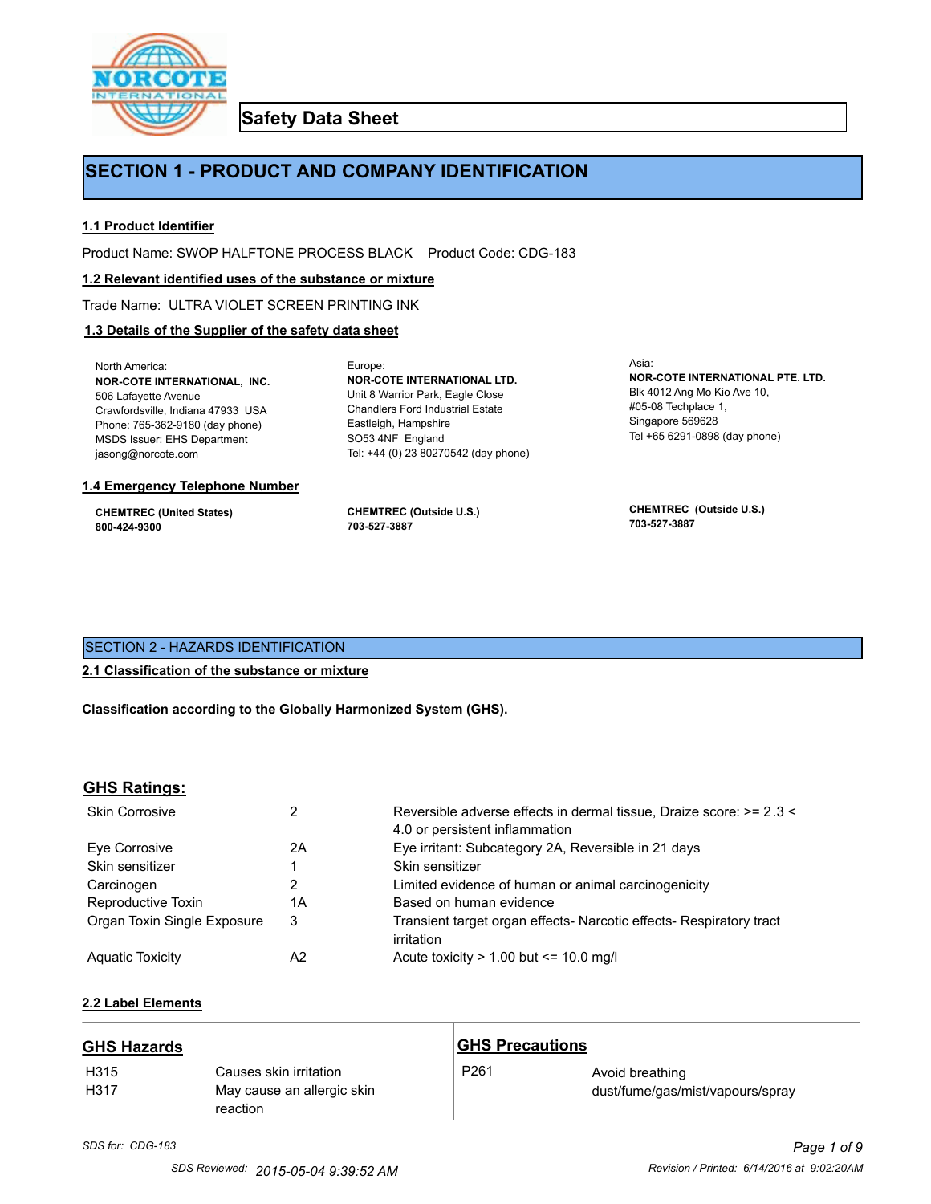# Safety Data Sheet

## SECTION 1 - PRODUCT AND COMPANY IDENTIFICATION

### 1.1 Product Identifier

Product Name: SWOP HALFTONE PROCESS BLACK    Product Code: CDG-183

### 1.2 Relevant identified uses of the substance or mixture

Trade Name: ULTRA VIOLET SCREEN PRINTING INK

### 1.3 Details of the Supplier of the safety data sheet

North America:
**NOR-COTE INTERNATIONAL, INC.**
506 Lafayette Avenue
Crawfordsville, Indiana 47933 USA
Phone: 765-362-9180 (day phone)
MSDS Issuer: EHS Department
jasong@norcote.com

Europe:
**NOR-COTE INTERNATIONAL LTD.**
Unit 8 Warrior Park, Eagle Close
Chandlers Ford Industrial Estate
Eastleigh, Hampshire
SO53 4NF England
Tel: +44 (0) 23 80270542 (day phone)

Asia:
**NOR-COTE INTERNATIONAL PTE. LTD.**
Blk 4012 Ang Mo Kio Ave 10,
#05-08 Techplace 1,
Singapore 569628
Tel +65 6291-0898 (day phone)

### 1.4 Emergency Telephone Number

**CHEMTREC (United States)**
**800-424-9300**

**CHEMTREC (Outside U.S.)**
**703-527-3887**

**CHEMTREC (Outside U.S.)**
**703-527-3887**

## SECTION 2 - HAZARDS IDENTIFICATION

### 2.1 Classification of the substance or mixture

**Classification according to the Globally Harmonized System (GHS).**

### GHS Ratings:

| | | |
|---|---|---|
| Skin Corrosive | 2 | Reversible adverse effects in dermal tissue, Draize score: >= 2.3 < 4.0 or persistent inflammation |
| Eye Corrosive | 2A | Eye irritant: Subcategory 2A, Reversible in 21 days |
| Skin sensitizer | 1 | Skin sensitizer |
| Carcinogen | 2 | Limited evidence of human or animal carcinogenicity |
| Reproductive Toxin | 1A | Based on human evidence |
| Organ Toxin Single Exposure | 3 | Transient target organ effects- Narcotic effects- Respiratory tract irritation |
| Aquatic Toxicity | A2 | Acute toxicity > 1.00 but <= 10.0 mg/l |

### 2.2 Label Elements

**GHS Hazards**

| | |
|---|---|
| H315 | Causes skin irritation |
| H317 | May cause an allergic skin reaction |

**GHS Precautions**

| | |
|---|---|
| P261 | Avoid breathing dust/fume/gas/mist/vapours/spray |

*SDS for: CDG-183*

*SDS Reviewed: 2015-05-04 9:39:52 AM*    *Revision / Printed: 6/14/2016 at 9:02:20AM*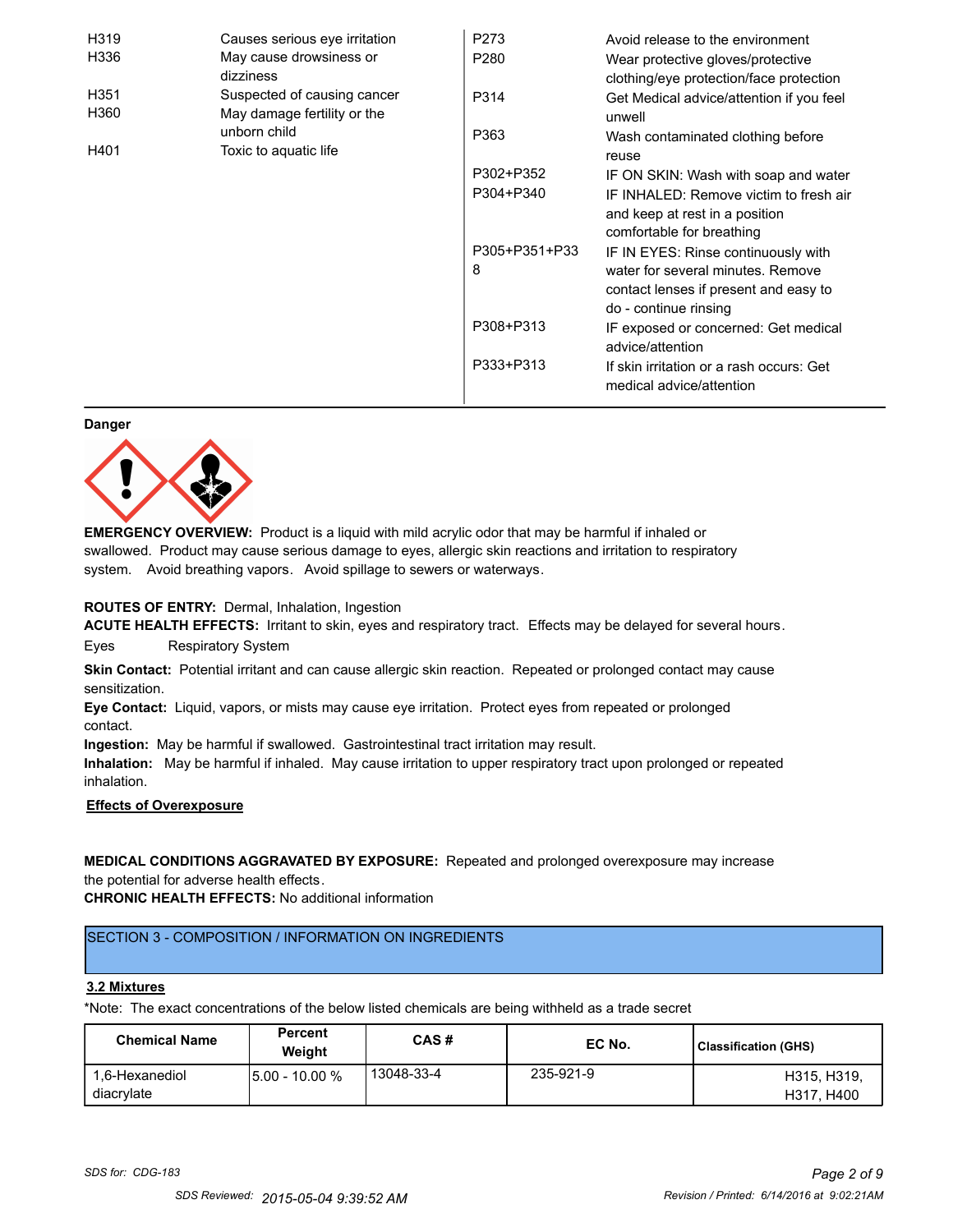| | |
|---|---|
| H319 | Causes serious eye irritation |
| H336 | May cause drowsiness or dizziness |
| H351 | Suspected of causing cancer |
| H360 | May damage fertility or the unborn child |
| H401 | Toxic to aquatic life |

| | |
|---|---|
| P273 | Avoid release to the environment |
| P280 | Wear protective gloves/protective clothing/eye protection/face protection |
| P314 | Get Medical advice/attention if you feel unwell |
| P363 | Wash contaminated clothing before reuse |
| P302+P352 | IF ON SKIN: Wash with soap and water |
| P304+P340 | IF INHALED: Remove victim to fresh air and keep at rest in a position comfortable for breathing |
| P305+P351+P338 | IF IN EYES: Rinse continuously with water for several minutes. Remove contact lenses if present and easy to do - continue rinsing |
| P308+P313 | IF exposed or concerned: Get medical advice/attention |
| P333+P313 | If skin irritation or a rash occurs: Get medical advice/attention |

**Danger**

**EMERGENCY OVERVIEW:** Product is a liquid with mild acrylic odor that may be harmful if inhaled or swallowed. Product may cause serious damage to eyes, allergic skin reactions and irritation to respiratory system. Avoid breathing vapors. Avoid spillage to sewers or waterways.

**ROUTES OF ENTRY:** Dermal, Inhalation, Ingestion

**ACUTE HEALTH EFFECTS:** Irritant to skin, eyes and respiratory tract. Effects may be delayed for several hours.

Eyes Respiratory System

**Skin Contact:** Potential irritant and can cause allergic skin reaction. Repeated or prolonged contact may cause sensitization.

**Eye Contact:** Liquid, vapors, or mists may cause eye irritation. Protect eyes from repeated or prolonged contact.

**Ingestion:** May be harmful if swallowed. Gastrointestinal tract irritation may result.

**Inhalation:** May be harmful if inhaled. May cause irritation to upper respiratory tract upon prolonged or repeated inhalation.

**Effects of Overexposure**

**MEDICAL CONDITIONS AGGRAVATED BY EXPOSURE:** Repeated and prolonged overexposure may increase the potential for adverse health effects.

**CHRONIC HEALTH EFFECTS:** No additional information

## SECTION 3 - COMPOSITION / INFORMATION ON INGREDIENTS

### 3.2 Mixtures

*Note: The exact concentrations of the below listed chemicals are being withheld as a trade secret

| Chemical Name | Percent Weight | CAS # | EC No. | Classification (GHS) |
|---|---|---|---|---|
| 1,6-Hexanediol diacrylate | 5.00 - 10.00 % | 13048-33-4 | 235-921-9 | H315, H319, H317, H400 |

SDS for: CDG-183

SDS Reviewed: 2015-05-04 9:39:52 AM

Revision / Printed: 6/14/2016 at 9:02:21AM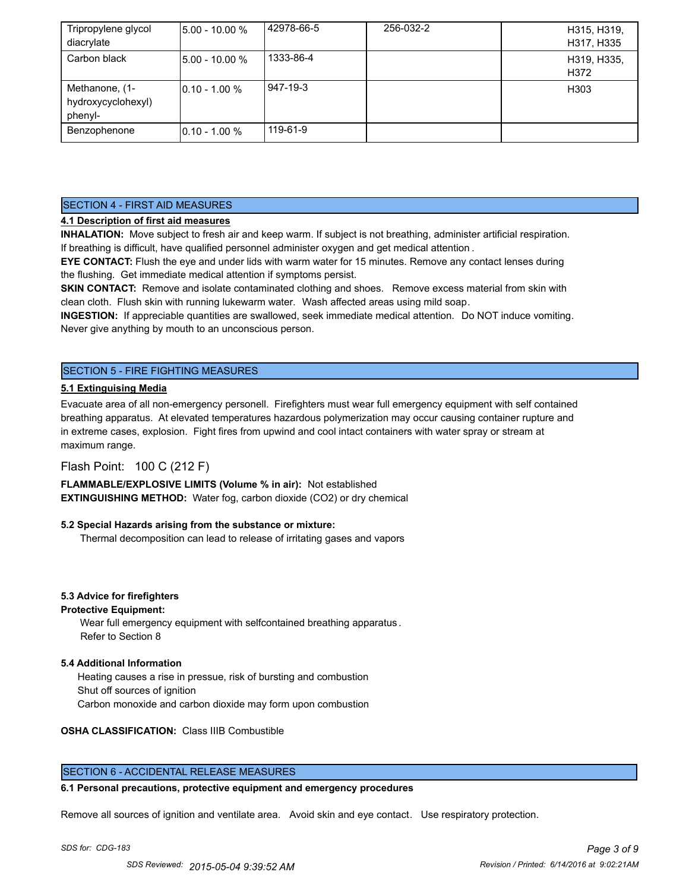| | | | | |
|---|---|---|---|---|
| Tripropylene glycol diacrylate | 5.00 - 10.00 % | 42978-66-5 | 256-032-2 | H315, H319, H317, H335 |
| Carbon black | 5.00 - 10.00 % | 1333-86-4 | | H319, H335, H372 |
| Methanone, (1-hydroxycyclohexyl) phenyl- | 0.10 - 1.00 % | 947-19-3 | | H303 |
| Benzophenone | 0.10 - 1.00 % | 119-61-9 | | |

## SECTION 4 - FIRST AID MEASURES

**4.1 Description of first aid measures**

**INHALATION:** Move subject to fresh air and keep warm. If subject is not breathing, administer artificial respiration. If breathing is difficult, have qualified personnel administer oxygen and get medical attention .

**EYE CONTACT:** Flush the eye and under lids with warm water for 15 minutes. Remove any contact lenses during the flushing. Get immediate medical attention if symptoms persist.

**SKIN CONTACT:** Remove and isolate contaminated clothing and shoes. Remove excess material from skin with clean cloth. Flush skin with running lukewarm water. Wash affected areas using mild soap.

**INGESTION:** If appreciable quantities are swallowed, seek immediate medical attention. Do NOT induce vomiting. Never give anything by mouth to an unconscious person.

## SECTION 5 - FIRE FIGHTING MEASURES

**5.1 Extinguishing Media**

Evacuate area of all non-emergency personell. Firefighters must wear full emergency equipment with self contained breathing apparatus. At elevated temperatures hazardous polymerization may occur causing container rupture and in extreme cases, explosion. Fight fires from upwind and cool intact containers with water spray or stream at maximum range.

Flash Point: 100 C (212 F)

**FLAMMABLE/EXPLOSIVE LIMITS (Volume % in air):** Not established

**EXTINGUISHING METHOD:** Water fog, carbon dioxide (CO2) or dry chemical

**5.2 Special Hazards arising from the substance or mixture:**

Thermal decomposition can lead to release of irritating gases and vapors

**5.3 Advice for firefighters**

**Protective Equipment:**

Wear full emergency equipment with selfcontained breathing apparatus .
Refer to Section 8

**5.4 Additional Information**

Heating causes a rise in pressue, risk of bursting and combustion
Shut off sources of ignition
Carbon monoxide and carbon dioxide may form upon combustion

**OSHA CLASSIFICATION:** Class IIIB Combustible

## SECTION 6 - ACCIDENTAL RELEASE MEASURES

**6.1 Personal precautions, protective equipment and emergency procedures**

Remove all sources of ignition and ventilate area. Avoid skin and eye contact. Use respiratory protection.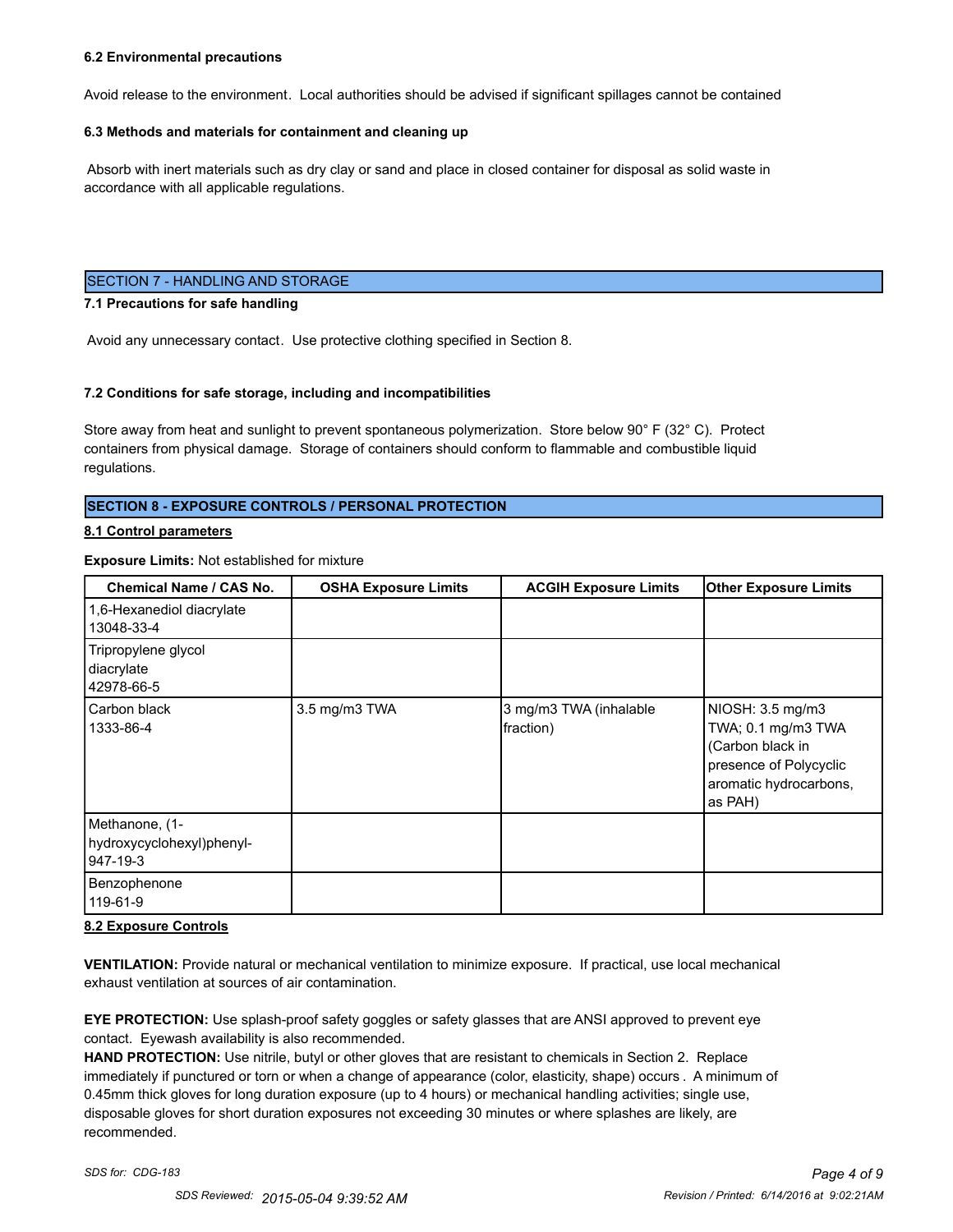#### 6.2 Environmental precautions

Avoid release to the environment. Local authorities should be advised if significant spillages cannot be contained

#### 6.3 Methods and materials for containment and cleaning up

Absorb with inert materials such as dry clay or sand and place in closed container for disposal as solid waste in accordance with all applicable regulations.

## SECTION 7 - HANDLING AND STORAGE

#### 7.1 Precautions for safe handling

Avoid any unnecessary contact. Use protective clothing specified in Section 8.

#### 7.2 Conditions for safe storage, including and incompatibilities

Store away from heat and sunlight to prevent spontaneous polymerization. Store below 90° F (32° C). Protect containers from physical damage. Storage of containers should conform to flammable and combustible liquid regulations.

## SECTION 8 - EXPOSURE CONTROLS / PERSONAL PROTECTION

#### 8.1 Control parameters

**Exposure Limits:** Not established for mixture

| Chemical Name / CAS No. | OSHA Exposure Limits | ACGIH Exposure Limits | Other Exposure Limits |
|---|---|---|---|
| 1,6-Hexanediol diacrylate 13048-33-4 | | | |
| Tripropylene glycol diacrylate 42978-66-5 | | | |
| Carbon black 1333-86-4 | 3.5 mg/m3 TWA | 3 mg/m3 TWA (inhalable fraction) | NIOSH: 3.5 mg/m3 TWA; 0.1 mg/m3 TWA (Carbon black in presence of Polycyclic aromatic hydrocarbons, as PAH) |
| Methanone, (1-hydroxycyclohexyl)phenyl- 947-19-3 | | | |
| Benzophenone 119-61-9 | | | |

#### 8.2 Exposure Controls

**VENTILATION:** Provide natural or mechanical ventilation to minimize exposure. If practical, use local mechanical exhaust ventilation at sources of air contamination.

**EYE PROTECTION:** Use splash-proof safety goggles or safety glasses that are ANSI approved to prevent eye contact. Eyewash availability is also recommended.

**HAND PROTECTION:** Use nitrile, butyl or other gloves that are resistant to chemicals in Section 2. Replace immediately if punctured or torn or when a change of appearance (color, elasticity, shape) occurs . A minimum of 0.45mm thick gloves for long duration exposure (up to 4 hours) or mechanical handling activities; single use, disposable gloves for short duration exposures not exceeding 30 minutes or where splashes are likely, are recommended.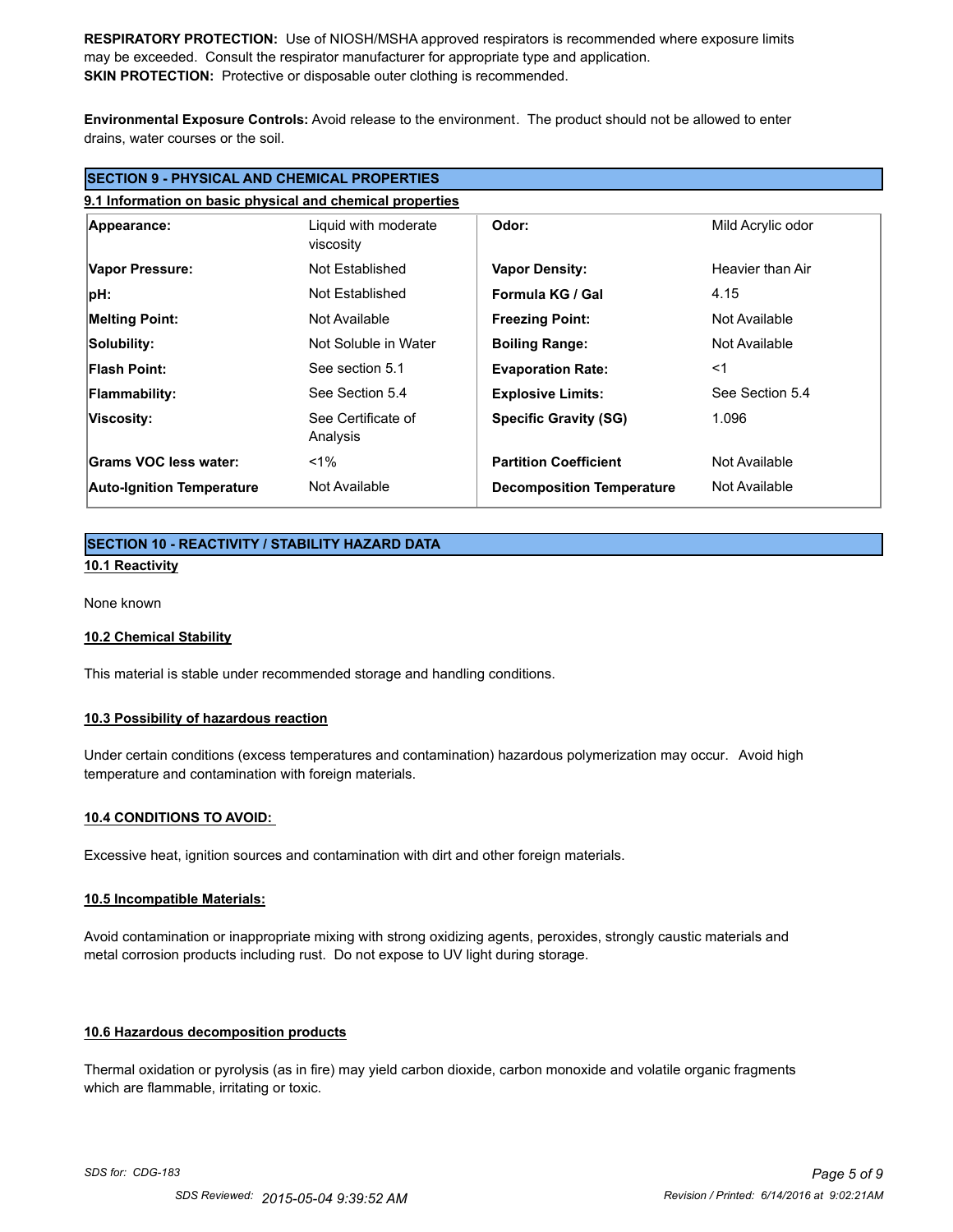**RESPIRATORY PROTECTION:** Use of NIOSH/MSHA approved respirators is recommended where exposure limits may be exceeded. Consult the respirator manufacturer for appropriate type and application.
**SKIN PROTECTION:** Protective or disposable outer clothing is recommended.

**Environmental Exposure Controls:** Avoid release to the environment. The product should not be allowed to enter drains, water courses or the soil.

## SECTION 9 - PHYSICAL AND CHEMICAL PROPERTIES

### 9.1 Information on basic physical and chemical properties

| | | | |
|---|---|---|---|
| **Appearance:** | Liquid with moderate viscosity | **Odor:** | Mild Acrylic odor |
| **Vapor Pressure:** | Not Established | **Vapor Density:** | Heavier than Air |
| **pH:** | Not Established | **Formula KG / Gal** | 4.15 |
| **Melting Point:** | Not Available | **Freezing Point:** | Not Available |
| **Solubility:** | Not Soluble in Water | **Boiling Range:** | Not Available |
| **Flash Point:** | See section 5.1 | **Evaporation Rate:** | <1 |
| **Flammability:** | See Section 5.4 | **Explosive Limits:** | See Section 5.4 |
| **Viscosity:** | See Certificate of Analysis | **Specific Gravity (SG)** | 1.096 |
| **Grams VOC less water:** | <1% | **Partition Coefficient** | Not Available |
| **Auto-Ignition Temperature** | Not Available | **Decomposition Temperature** | Not Available |

## SECTION 10 - REACTIVITY / STABILITY HAZARD DATA

### 10.1 Reactivity

None known

### 10.2 Chemical Stability

This material is stable under recommended storage and handling conditions.

### 10.3 Possibility of hazardous reaction

Under certain conditions (excess temperatures and contamination) hazardous polymerization may occur. Avoid high temperature and contamination with foreign materials.

### 10.4 CONDITIONS TO AVOID:

Excessive heat, ignition sources and contamination with dirt and other foreign materials.

### 10.5 Incompatible Materials:

Avoid contamination or inappropriate mixing with strong oxidizing agents, peroxides, strongly caustic materials and metal corrosion products including rust. Do not expose to UV light during storage.

### 10.6 Hazardous decomposition products

Thermal oxidation or pyrolysis (as in fire) may yield carbon dioxide, carbon monoxide and volatile organic fragments which are flammable, irritating or toxic.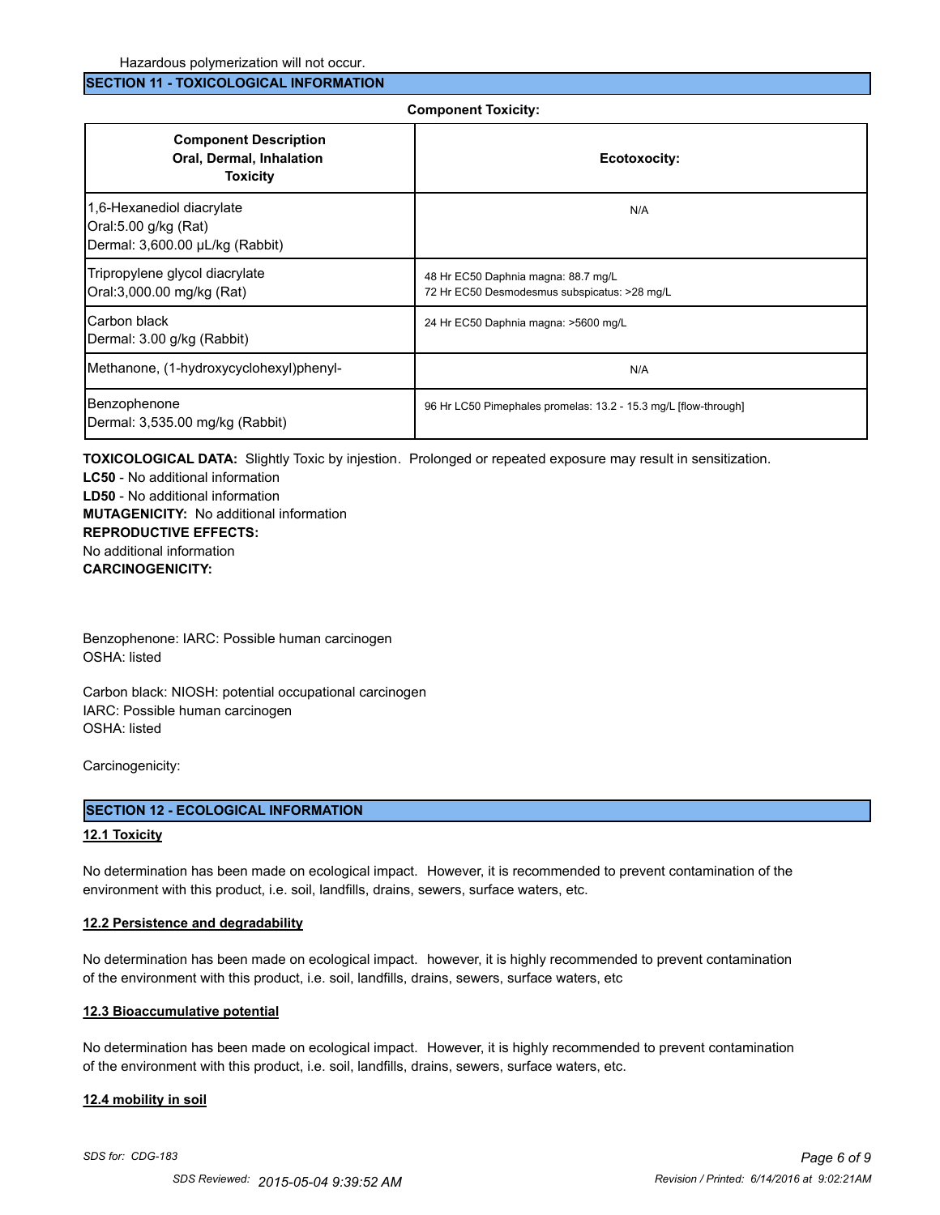Hazardous polymerization will not occur.

## SECTION 11 - TOXICOLOGICAL INFORMATION

**Component Toxicity:**

| **Component Description Oral, Dermal, Inhalation Toxicity** | **Ecotoxocity:** |
|---|---|
| 1,6-Hexanediol diacrylate<br>Oral:5.00 g/kg (Rat)<br>Dermal: 3,600.00 µL/kg (Rabbit) | N/A |
| Tripropylene glycol diacrylate<br>Oral:3,000.00 mg/kg (Rat) | 48 Hr EC50 Daphnia magna: 88.7 mg/L<br>72 Hr EC50 Desmodesmus subspicatus: >28 mg/L |
| Carbon black<br>Dermal: 3.00 g/kg (Rabbit) | 24 Hr EC50 Daphnia magna: >5600 mg/L |
| Methanone, (1-hydroxycyclohexyl)phenyl- | N/A |
| Benzophenone<br>Dermal: 3,535.00 mg/kg (Rabbit) | 96 Hr LC50 Pimephales promelas: 13.2 - 15.3 mg/L [flow-through] |

**TOXICOLOGICAL DATA:** Slightly Toxic by injestion. Prolonged or repeated exposure may result in sensitization.
**LC50** - No additional information
**LD50** - No additional information
**MUTAGENICITY:** No additional information
**REPRODUCTIVE EFFECTS:**
No additional information
**CARCINOGENICITY:**

Benzophenone: IARC: Possible human carcinogen
OSHA: listed

Carbon black: NIOSH: potential occupational carcinogen
IARC: Possible human carcinogen
OSHA: listed

Carcinogenicity:

## SECTION 12 - ECOLOGICAL INFORMATION

### 12.1 Toxicity

No determination has been made on ecological impact. However, it is recommended to prevent contamination of the environment with this product, i.e. soil, landfills, drains, sewers, surface waters, etc.

### 12.2 Persistence and degradability

No determination has been made on ecological impact. however, it is highly recommended to prevent contamination of the environment with this product, i.e. soil, landfills, drains, sewers, surface waters, etc

### 12.3 Bioaccumulative potential

No determination has been made on ecological impact. However, it is highly recommended to prevent contamination of the environment with this product, i.e. soil, landfills, drains, sewers, surface waters, etc.

### 12.4 mobility in soil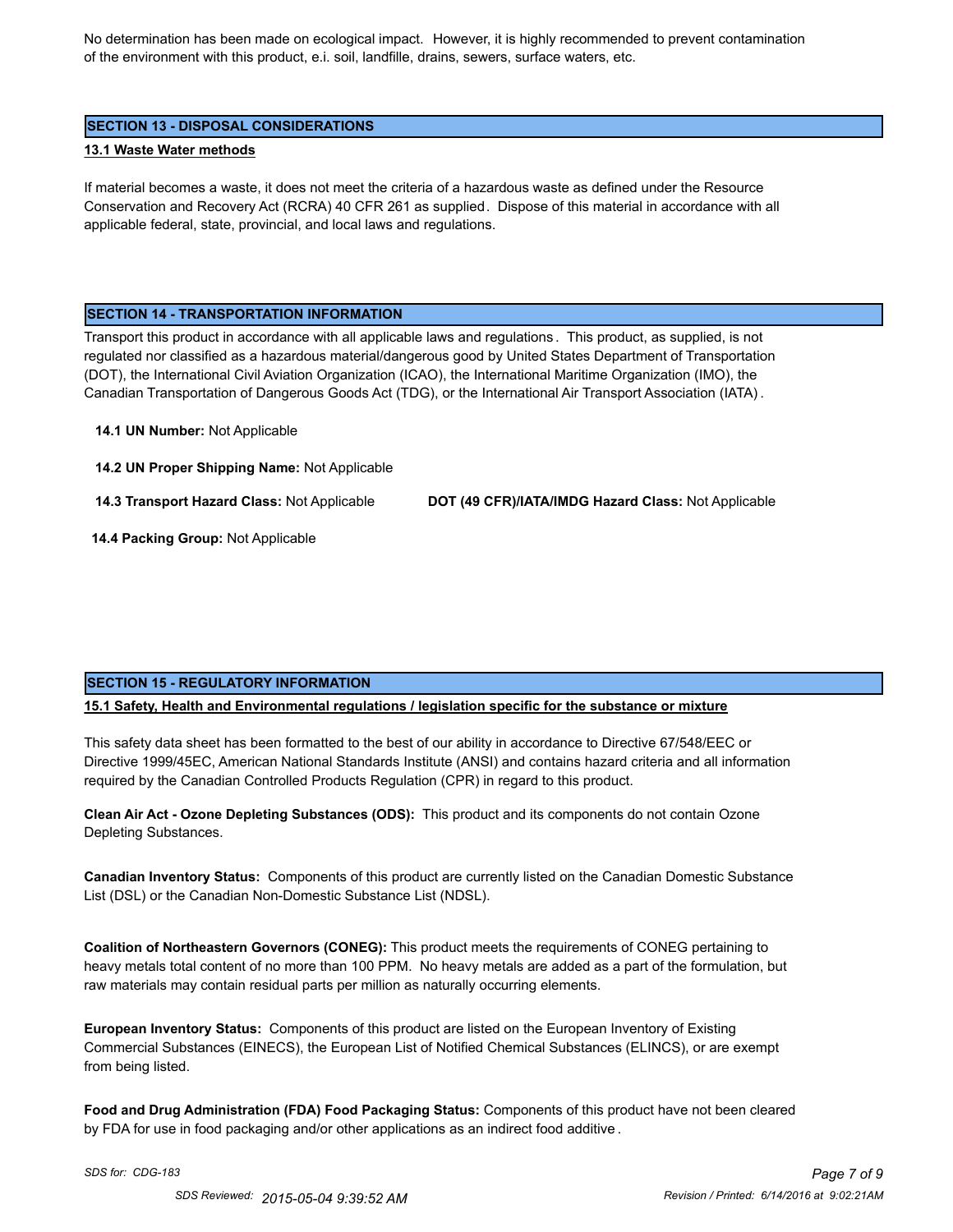No determination has been made on ecological impact. However, it is highly recommended to prevent contamination of the environment with this product, e.i. soil, landfille, drains, sewers, surface waters, etc.

## SECTION 13 - DISPOSAL CONSIDERATIONS

**13.1 Waste Water methods**

If material becomes a waste, it does not meet the criteria of a hazardous waste as defined under the Resource Conservation and Recovery Act (RCRA) 40 CFR 261 as supplied. Dispose of this material in accordance with all applicable federal, state, provincial, and local laws and regulations.

## SECTION 14 - TRANSPORTATION INFORMATION

Transport this product in accordance with all applicable laws and regulations. This product, as supplied, is not regulated nor classified as a hazardous material/dangerous good by United States Department of Transportation (DOT), the International Civil Aviation Organization (ICAO), the International Maritime Organization (IMO), the Canadian Transportation of Dangerous Goods Act (TDG), or the International Air Transport Association (IATA).

**14.1 UN Number:** Not Applicable

**14.2 UN Proper Shipping Name:** Not Applicable

**14.3 Transport Hazard Class:** Not Applicable

**DOT (49 CFR)/IATA/IMDG Hazard Class:** Not Applicable

**14.4 Packing Group:** Not Applicable

## SECTION 15 - REGULATORY INFORMATION

**15.1 Safety, Health and Environmental regulations / legislation specific for the substance or mixture**

This safety data sheet has been formatted to the best of our ability in accordance to Directive 67/548/EEC or Directive 1999/45EC, American National Standards Institute (ANSI) and contains hazard criteria and all information required by the Canadian Controlled Products Regulation (CPR) in regard to this product.

**Clean Air Act - Ozone Depleting Substances (ODS):** This product and its components do not contain Ozone Depleting Substances.

**Canadian Inventory Status:** Components of this product are currently listed on the Canadian Domestic Substance List (DSL) or the Canadian Non-Domestic Substance List (NDSL).

**Coalition of Northeastern Governors (CONEG):** This product meets the requirements of CONEG pertaining to heavy metals total content of no more than 100 PPM. No heavy metals are added as a part of the formulation, but raw materials may contain residual parts per million as naturally occurring elements.

**European Inventory Status:** Components of this product are listed on the European Inventory of Existing Commercial Substances (EINECS), the European List of Notified Chemical Substances (ELINCS), or are exempt from being listed.

**Food and Drug Administration (FDA) Food Packaging Status:** Components of this product have not been cleared by FDA for use in food packaging and/or other applications as an indirect food additive.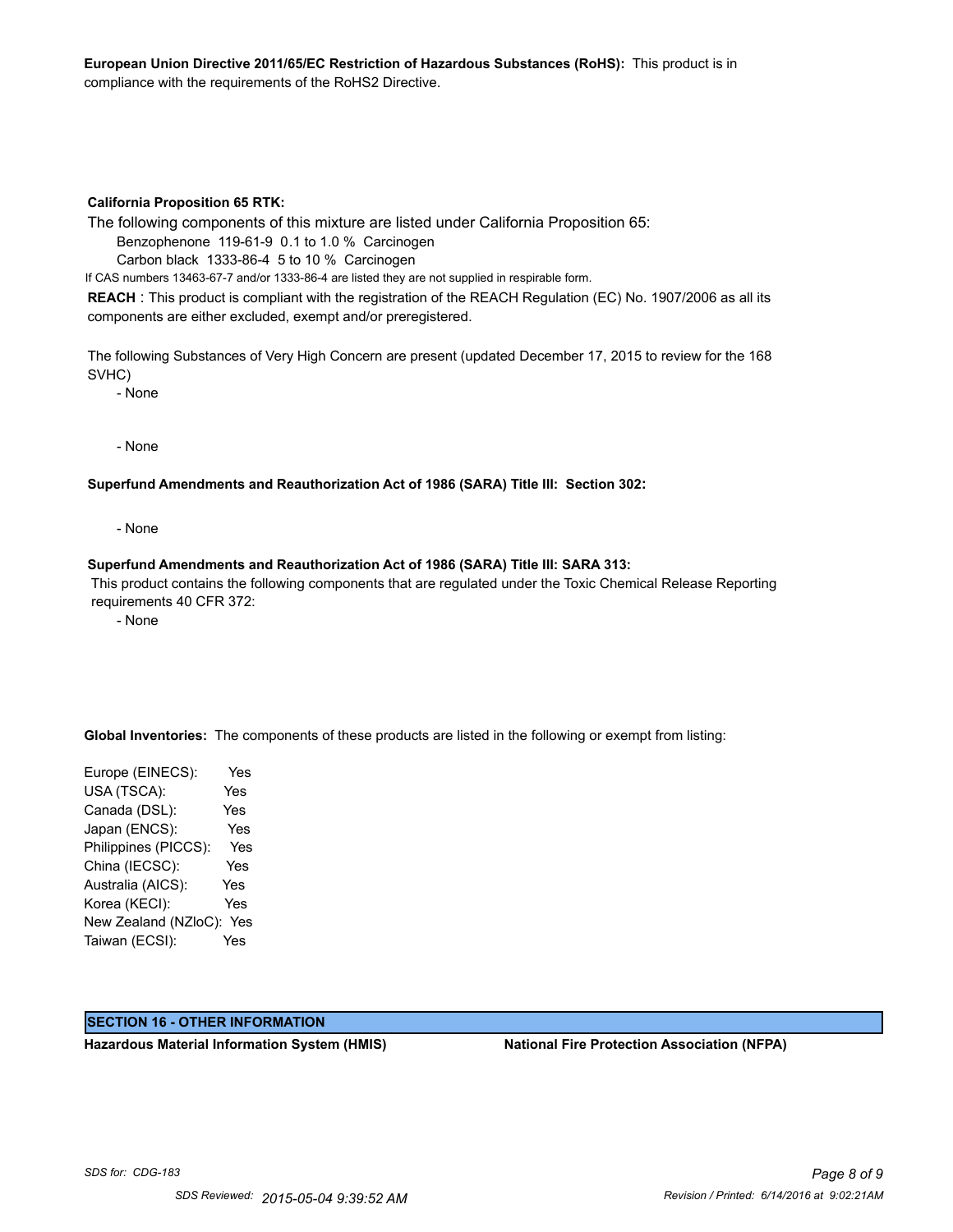**European Union Directive 2011/65/EC Restriction of Hazardous Substances (RoHS):** This product is in compliance with the requirements of the RoHS2 Directive.

**California Proposition 65 RTK:**

The following components of this mixture are listed under California Proposition 65:

Benzophenone 119-61-9 0.1 to 1.0 % Carcinogen

Carbon black 1333-86-4 5 to 10 % Carcinogen

If CAS numbers 13463-67-7 and/or 1333-86-4 are listed they are not supplied in respirable form.

**REACH** : This product is compliant with the registration of the REACH Regulation (EC) No. 1907/2006 as all its components are either excluded, exempt and/or preregistered.

The following Substances of Very High Concern are present (updated December 17, 2015 to review for the 168 SVHC)

- None

- None

**Superfund Amendments and Reauthorization Act of 1986 (SARA) Title III: Section 302:**

- None

**Superfund Amendments and Reauthorization Act of 1986 (SARA) Title III: SARA 313:**

This product contains the following components that are regulated under the Toxic Chemical Release Reporting requirements 40 CFR 372:

- None

**Global Inventories:** The components of these products are listed in the following or exempt from listing:

| | |
|---|---|
| Europe (EINECS): | Yes |
| USA (TSCA): | Yes |
| Canada (DSL): | Yes |
| Japan (ENCS): | Yes |
| Philippines (PICCS): | Yes |
| China (IECSC): | Yes |
| Australia (AICS): | Yes |
| Korea (KECI): | Yes |
| New Zealand (NZloC): | Yes |
| Taiwan (ECSI): | Yes |

## SECTION 16 - OTHER INFORMATION

**Hazardous Material Information System (HMIS)**

**National Fire Protection Association (NFPA)**

SDS for: CDG-183

SDS Reviewed: 2015-05-04 9:39:52 AM

Revision / Printed: 6/14/2016 at 9:02:21AM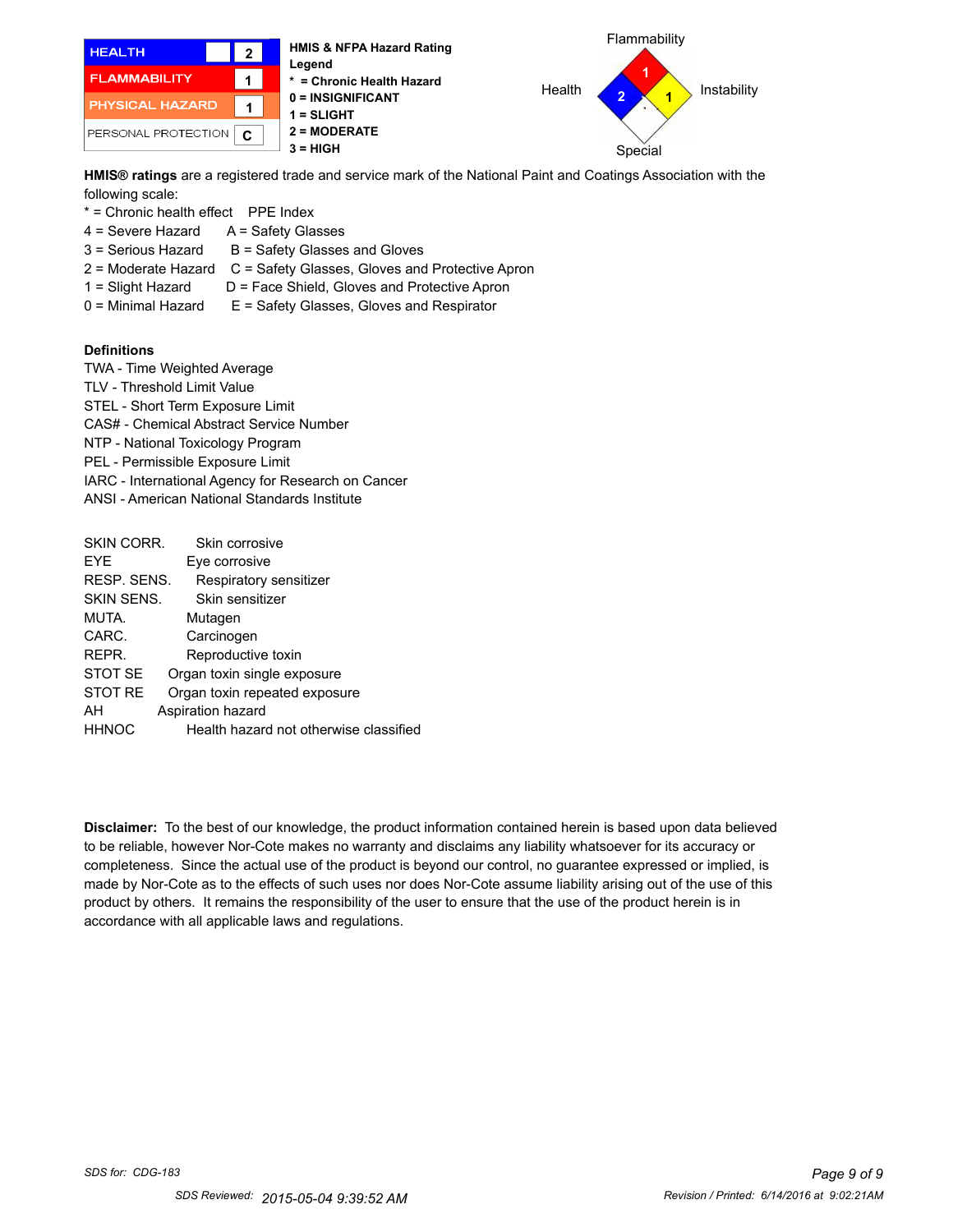| | |
|---|---|
| HEALTH | 2 |
| FLAMMABILITY | 1 |
| PHYSICAL HAZARD | 1 |
| PERSONAL PROTECTION | C |

**HMIS & NFPA Hazard Rating Legend**
**\* = Chronic Health Hazard**
**0 = INSIGNIFICANT**
**1 = SLIGHT**
**2 = MODERATE**
**3 = HIGH**

Flammability 1
Health 2
Instability 1
Special

**HMIS® ratings** are a registered trade and service mark of the National Paint and Coatings Association with the following scale:

| | |
|---|---|
| * = Chronic health effect | PPE Index |
| 4 = Severe Hazard | A = Safety Glasses |
| 3 = Serious Hazard | B = Safety Glasses and Gloves |
| 2 = Moderate Hazard | C = Safety Glasses, Gloves and Protective Apron |
| 1 = Slight Hazard | D = Face Shield, Gloves and Protective Apron |
| 0 = Minimal Hazard | E = Safety Glasses, Gloves and Respirator |

**Definitions**

TWA - Time Weighted Average
TLV - Threshold Limit Value
STEL - Short Term Exposure Limit
CAS# - Chemical Abstract Service Number
NTP - National Toxicology Program
PEL - Permissible Exposure Limit
IARC - International Agency for Research on Cancer
ANSI - American National Standards Institute

| | |
|---|---|
| SKIN CORR. | Skin corrosive |
| EYE | Eye corrosive |
| RESP. SENS. | Respiratory sensitizer |
| SKIN SENS. | Skin sensitizer |
| MUTA. | Mutagen |
| CARC. | Carcinogen |
| REPR. | Reproductive toxin |
| STOT SE | Organ toxin single exposure |
| STOT RE | Organ toxin repeated exposure |
| AH | Aspiration hazard |
| HHNOC | Health hazard not otherwise classified |

**Disclaimer:** To the best of our knowledge, the product information contained herein is based upon data believed to be reliable, however Nor-Cote makes no warranty and disclaims any liability whatsoever for its accuracy or completeness. Since the actual use of the product is beyond our control, no guarantee expressed or implied, is made by Nor-Cote as to the effects of such uses nor does Nor-Cote assume liability arising out of the use of this product by others. It remains the responsibility of the user to ensure that the use of the product herein is in accordance with all applicable laws and regulations.

*SDS for: CDG-183*

SDS Reviewed: 2015-05-04 9:39:52 AM

*Revision / Printed: 6/14/2016 at 9:02:21AM*